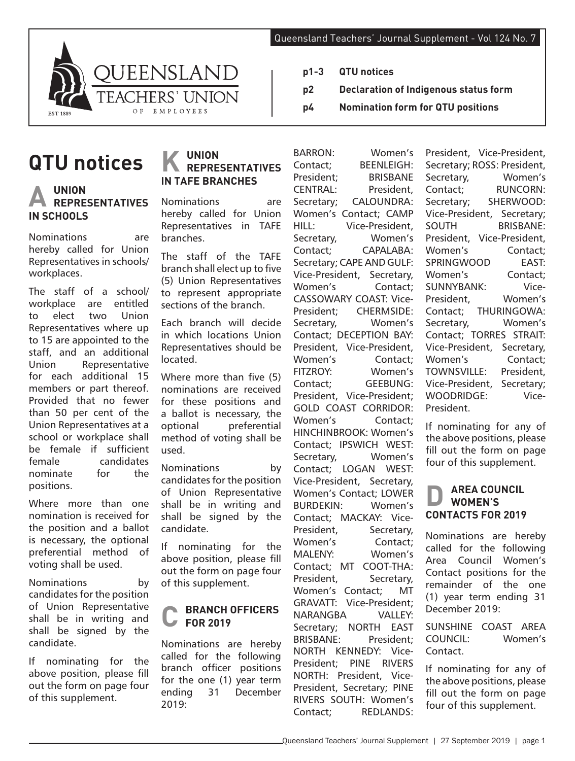# QUEENSLAND TEACHERS' UNION OF EMPLOYEES

EST 1889

- **p1-3** **QTU notices**
- **p2** **Declaration of Indigenous status form**
- **p4** **Nomination form for QTU positions**

# QTU notices

## A UNION REPRESENTATIVES IN SCHOOLS

Nominations are hereby called for Union Representatives in schools/ workplaces.

The staff of a school/ workplace are entitled to elect two Union Representatives where up to 15 are appointed to the staff, and an additional Union Representative for each additional 15 members or part thereof. Provided that no fewer than 50 per cent of the Union Representatives at a school or workplace shall be female if sufficient female candidates nominate for the positions.

Where more than one nomination is received for the position and a ballot is necessary, the optional preferential method of voting shall be used.

Nominations by candidates for the position of Union Representative shall be in writing and shall be signed by the candidate.

If nominating for the above position, please fill out the form on page four of this supplement.

## K UNION REPRESENTATIVES IN TAFE BRANCHES

Nominations are hereby called for Union Representatives in TAFE branches.

The staff of the TAFE branch shall elect up to five (5) Union Representatives to represent appropriate sections of the branch.

Each branch will decide in which locations Union Representatives should be located.

Where more than five (5) nominations are received for these positions and a ballot is necessary, the optional preferential method of voting shall be used.

Nominations by candidates for the position of Union Representative shall be in writing and shall be signed by the candidate.

If nominating for the above position, please fill out the form on page four of this supplement.

## C BRANCH OFFICERS FOR 2019

Nominations are hereby called for the following branch officer positions for the one (1) year term ending 31 December 2019:

BARRON: Women's Contact; BEENLEIGH: President; BRISBANE CENTRAL: President, Secretary; CALOUNDRA: Women's Contact; CAMP HILL: Vice-President, Secretary, Women's Contact; CAPALABA: Secretary; CAPE AND GULF: Vice-President, Secretary, Women's Contact; CASSOWARY COAST: Vice-President; CHERMSIDE: Secretary, Women's Contact; DECEPTION BAY: President, Vice-President, Women's Contact; FITZROY: Women's Contact; GEEBUNG: President, Vice-President; GOLD COAST CORRIDOR: Women's Contact; HINCHINBROOK: Women's Contact; IPSWICH WEST: Secretary, Women's Contact; LOGAN WEST: Vice-President, Secretary, Women's Contact; LOWER BURDEKIN: Women's Contact; MACKAY: Vice-President, Secretary, Women's Contact; MALENY: Women's Contact; MT COOT-THA: President, Secretary, Women's Contact; MT GRAVATT: Vice-President; NARANGBA VALLEY: Secretary; NORTH EAST BRISBANE: President; NORTH KENNEDY: Vice-President; PINE RIVERS NORTH: President, Vice-President, Secretary; PINE RIVERS SOUTH: Women's Contact; REDLANDS: President, Vice-President, Secretary; ROSS: President, Secretary, Women's Contact; RUNCORN: Secretary; SHERWOOD: Vice-President, Secretary; SOUTH BRISBANE: President, Vice-President, Women's Contact; SPRINGWOOD EAST: Women's Contact; SUNNYBANK: Vice-President, Women's Contact; THURINGOWA: Secretary, Women's Contact; TORRES STRAIT: Vice-President, Secretary, Women's Contact; TOWNSVILLE: President, Vice-President, Secretary; WOODRIDGE: Vice-President.

If nominating for any of the above positions, please fill out the form on page four of this supplement.

## D AREA COUNCIL WOMEN'S CONTACTS FOR 2019

Nominations are hereby called for the following Area Council Women's Contact positions for the remainder of the one (1) year term ending 31 December 2019:

SUNSHINE COAST AREA COUNCIL: Women's Contact.

If nominating for any of the above positions, please fill out the form on page four of this supplement.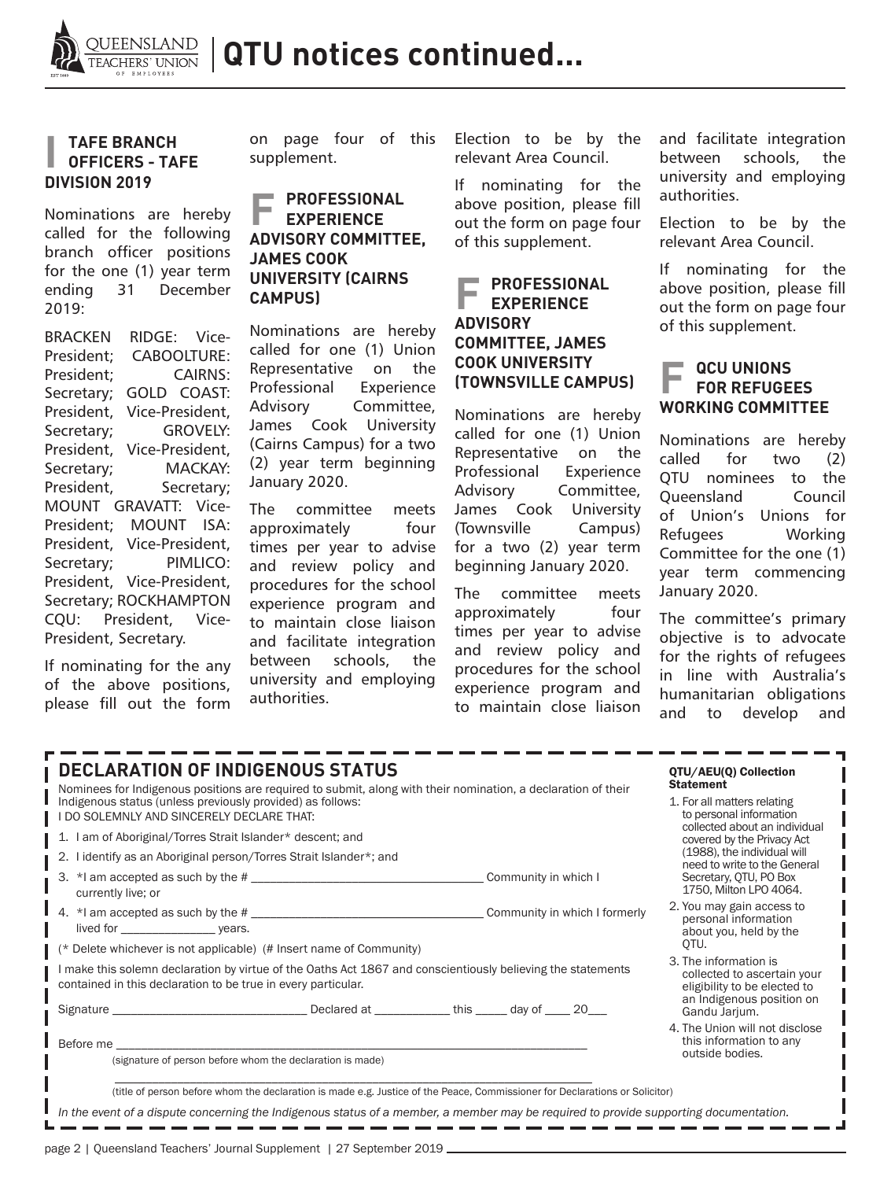# QTU notices continued...

### I TAFE BRANCH OFFICERS - TAFE DIVISION 2019

Nominations are hereby called for the following branch officer positions for the one (1) year term ending 31 December 2019:

BRACKEN RIDGE: Vice-President; CABOOLTURE: President; CAIRNS: Secretary; GOLD COAST: President, Vice-President, Secretary; GROVELY: President, Vice-President, Secretary; MACKAY: President, Secretary; MOUNT GRAVATT: Vice-President; MOUNT ISA: President, Vice-President, Secretary; PIMLICO: President, Vice-President, Secretary; ROCKHAMPTON CQU: President, Vice-President, Secretary.

If nominating for the any of the above positions, please fill out the form on page four of this supplement.

### F PROFESSIONAL EXPERIENCE ADVISORY COMMITTEE, JAMES COOK UNIVERSITY (CAIRNS CAMPUS)

Nominations are hereby called for one (1) Union Representative on the Professional Experience Advisory Committee, James Cook University (Cairns Campus) for a two (2) year term beginning January 2020.

The committee meets approximately four times per year to advise and review policy and procedures for the school experience program and to maintain close liaison and facilitate integration between schools, the university and employing authorities.

Election to be by the relevant Area Council.

If nominating for the above position, please fill out the form on page four of this supplement.

### F PROFESSIONAL EXPERIENCE ADVISORY COMMITTEE, JAMES COOK UNIVERSITY (TOWNSVILLE CAMPUS)

Nominations are hereby called for one (1) Union Representative on the Professional Experience Advisory Committee, James Cook University (Townsville Campus) for a two (2) year term beginning January 2020.

The committee meets approximately four times per year to advise and review policy and procedures for the school experience program and to maintain close liaison and facilitate integration between schools, the university and employing authorities.

Election to be by the relevant Area Council.

If nominating for the above position, please fill out the form on page four of this supplement.

### F QCU UNIONS FOR REFUGEES WORKING COMMITTEE

Nominations are hereby called for two (2) QTU nominees to the Queensland Council of Union's Unions for Refugees Working Committee for the one (1) year term commencing January 2020.

The committee's primary objective is to advocate for the rights of refugees in line with Australia's humanitarian obligations and to develop and

## DECLARATION OF INDIGENOUS STATUS

Nominees for Indigenous positions are required to submit, along with their nomination, a declaration of their Indigenous status (unless previously provided) as follows:

I DO SOLEMNLY AND SINCERELY DECLARE THAT:

1. I am of Aboriginal/Torres Strait Islander* descent; and
2. I identify as an Aboriginal person/Torres Strait Islander*; and
3. *I am accepted as such by the # ______________________________ Community in which I currently live; or
4. *I am accepted as such by the # ______________________________ Community in which I formerly lived for _____________ years.

(* Delete whichever is not applicable) (# Insert name of Community)

I make this solemn declaration by virtue of the Oaths Act 1867 and conscientiously believing the statements contained in this declaration to be true in every particular.

Signature ___________________________ Declared at ___________ this _____ day of ____ 20___

Before me ______________________________________________________________

(signature of person before whom the declaration is made)

______________________________________________________________

(title of person before whom the declaration is made e.g. Justice of the Peace, Commissioner for Declarations or Solicitor)

*In the event of a dispute concerning the Indigenous status of a member, a member may be required to provide supporting documentation.*

**QTU/AEU(Q) Collection Statement**

1. For all matters relating to personal information collected about an individual covered by the Privacy Act (1988), the individual will need to write to the General Secretary, QTU, PO Box 1750, Milton LPO 4064.
2. You may gain access to personal information about you, held by the QTU.
3. The information is collected to ascertain your eligibility to be elected to an Indigenous position on Gandu Jarjum.
4. The Union will not disclose this information to any outside bodies.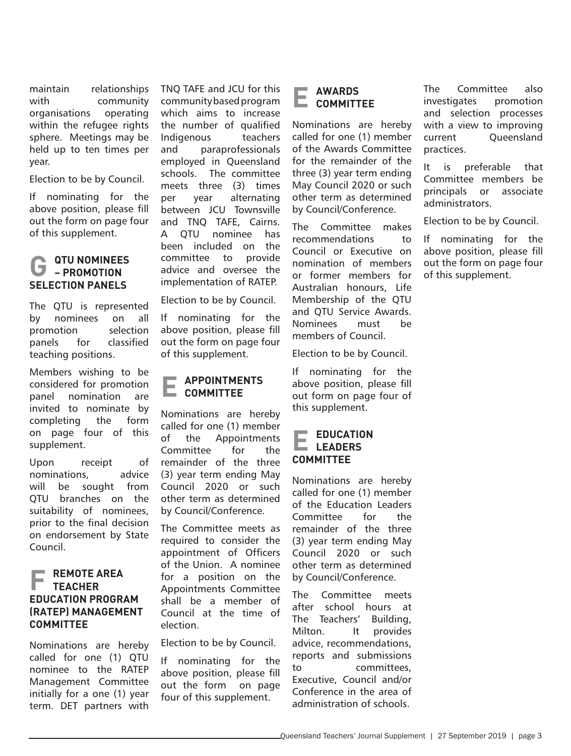maintain relationships with community organisations operating within the refugee rights sphere. Meetings may be held up to ten times per year.

Election to be by Council.

If nominating for the above position, please fill out the form on page four of this supplement.

## G QTU NOMINEES – PROMOTION SELECTION PANELS

The QTU is represented by nominees on all promotion selection panels for classified teaching positions.

Members wishing to be considered for promotion panel nomination are invited to nominate by completing the form on page four of this supplement.

Upon receipt of nominations, advice will be sought from QTU branches on the suitability of nominees, prior to the final decision on endorsement by State Council.

## F REMOTE AREA TEACHER EDUCATION PROGRAM (RATEP) MANAGEMENT COMMITTEE

Nominations are hereby called for one (1) QTU nominee to the RATEP Management Committee initially for a one (1) year term. DET partners with TNQ TAFE and JCU for this community based program which aims to increase the number of qualified Indigenous teachers and paraprofessionals employed in Queensland schools. The committee meets three (3) times per year alternating between JCU Townsville and TNQ TAFE, Cairns. A QTU nominee has been included on the committee to provide advice and oversee the implementation of RATEP.

Election to be by Council.

If nominating for the above position, please fill out the form on page four of this supplement.

## E APPOINTMENTS COMMITTEE

Nominations are hereby called for one (1) member of the Appointments Committee for the remainder of the three (3) year term ending May Council 2020 or such other term as determined by Council/Conference.

The Committee meets as required to consider the appointment of Officers of the Union. A nominee for a position on the Appointments Committee shall be a member of Council at the time of election.

Election to be by Council.

If nominating for the above position, please fill out the form on page four of this supplement.

## E AWARDS COMMITTEE

Nominations are hereby called for one (1) member of the Awards Committee for the remainder of the three (3) year term ending May Council 2020 or such other term as determined by Council/Conference.

The Committee makes recommendations to Council or Executive on nomination of members or former members for Australian honours, Life Membership of the QTU and QTU Service Awards. Nominees must be members of Council.

Election to be by Council.

If nominating for the above position, please fill out form on page four of this supplement.

## E EDUCATION LEADERS COMMITTEE

Nominations are hereby called for one (1) member of the Education Leaders Committee for the remainder of the three (3) year term ending May Council 2020 or such other term as determined by Council/Conference.

The Committee meets after school hours at The Teachers' Building, Milton. It provides advice, recommendations, reports and submissions to committees, Executive, Council and/or Conference in the area of administration of schools.

The Committee also investigates promotion and selection processes with a view to improving current Queensland practices.

It is preferable that Committee members be principals or associate administrators.

Election to be by Council.

If nominating for the above position, please fill out the form on page four of this supplement.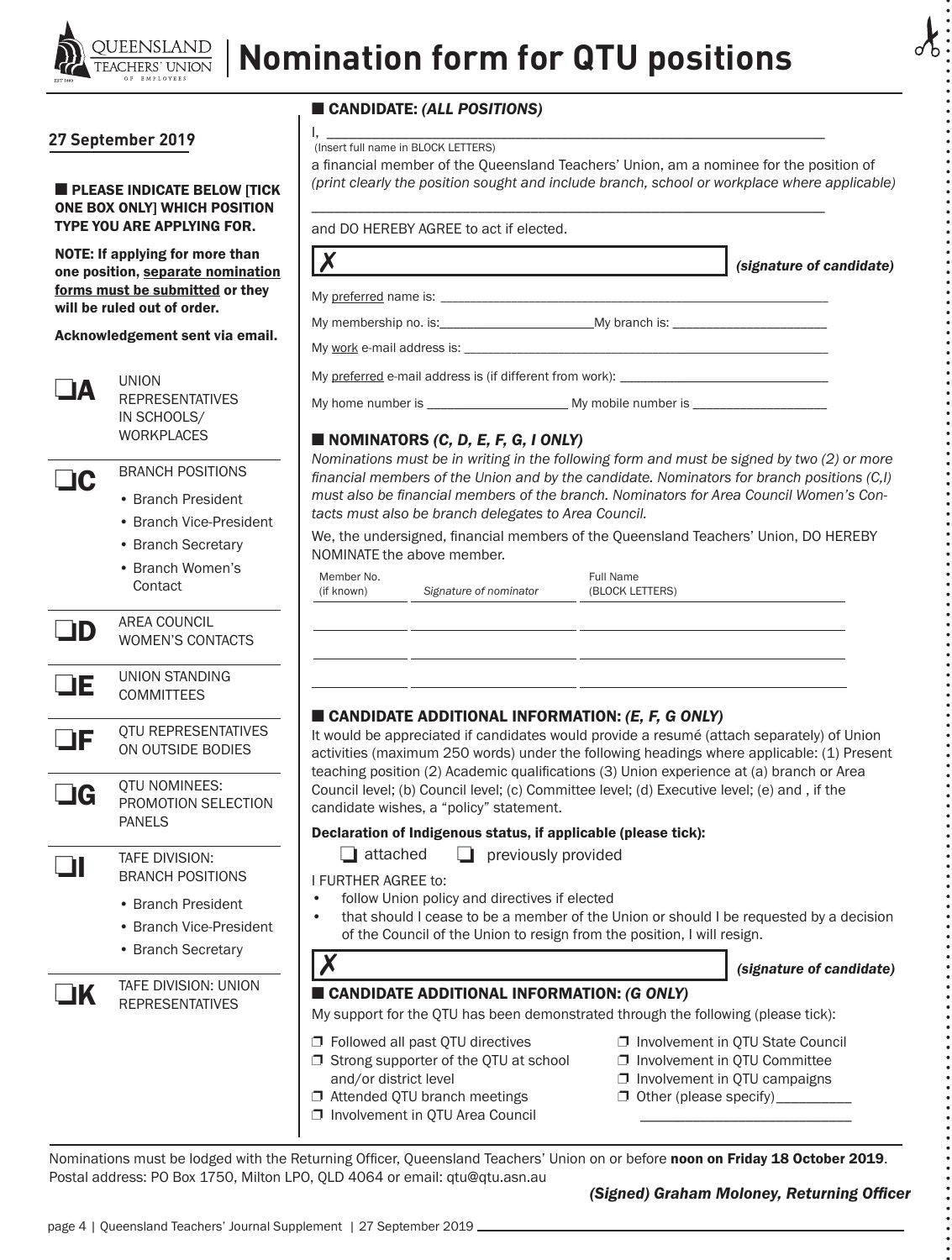# Nomination form for QTU positions

**27 September 2019**

**PLEASE INDICATE BELOW [TICK ONE BOX ONLY] WHICH POSITION TYPE YOU ARE APPLYING FOR.**

**NOTE: If applying for more than one position, separate nomination forms must be submitted or they will be ruled out of order.**

**Acknowledgement sent via email.**

❑ **A** UNION REPRESENTATIVES IN SCHOOLS/ WORKPLACES

❑ **C** BRANCH POSITIONS
- Branch President
- Branch Vice-President
- Branch Secretary
- Branch Women's Contact

❑ **D** AREA COUNCIL WOMEN'S CONTACTS

❑ **E** UNION STANDING COMMITTEES

❑ **F** QTU REPRESENTATIVES ON OUTSIDE BODIES

❑ **G** QTU NOMINEES: PROMOTION SELECTION PANELS

❑ **I** TAFE DIVISION: BRANCH POSITIONS
- Branch President
- Branch Vice-President
- Branch Secretary

❑ **K** TAFE DIVISION: UNION REPRESENTATIVES

## CANDIDATE: *(ALL POSITIONS)*

I, ____________________________________________
(Insert full name in BLOCK LETTERS)

a financial member of the Queensland Teachers' Union, am a nominee for the position of *(print clearly the position sought and include branch, school or workplace where applicable)*

____________________________________________

and DO HEREBY AGREE to act if elected.

✗ ______________________________ *(signature of candidate)*

My preferred name is: ____________________________

My membership no. is: ______________ My branch is: ______________

My work e-mail address is: ____________________________

My preferred e-mail address is (if different from work): ____________________________

My home number is ______________ My mobile number is ______________

## NOMINATORS *(C, D, E, F, G, I ONLY)*

*Nominations must be in writing in the following form and must be signed by two (2) or more financial members of the Union and by the candidate. Nominators for branch positions (C,I) must also be financial members of the branch. Nominators for Area Council Women's Contacts must also be branch delegates to Area Council.*

We, the undersigned, financial members of the Queensland Teachers' Union, DO HEREBY NOMINATE the above member.

| Member No. (if known) | *Signature of nominator* | Full Name (BLOCK LETTERS) |
|---|---|---|
| | | |
| | | |
| | | |

## CANDIDATE ADDITIONAL INFORMATION: *(E, F, G ONLY)*

It would be appreciated if candidates would provide a resumé (attach separately) of Union activities (maximum 250 words) under the following headings where applicable: (1) Present teaching position (2) Academic qualifications (3) Union experience at (a) branch or Area Council level; (b) Council level; (c) Committee level; (d) Executive level; (e) and , if the candidate wishes, a "policy" statement.

**Declaration of Indigenous status, if applicable (please tick):**

❑ attached ❑ previously provided

I FURTHER AGREE to:
- follow Union policy and directives if elected
- that should I cease to be a member of the Union or should I be requested by a decision of the Council of the Union to resign from the position, I will resign.

✗ ______________________________ *(signature of candidate)*

## CANDIDATE ADDITIONAL INFORMATION: *(G ONLY)*

My support for the QTU has been demonstrated through the following (please tick):

- ❒ Followed all past QTU directives
- ❒ Strong supporter of the QTU at school and/or district level
- ❒ Attended QTU branch meetings
- ❒ Involvement in QTU Area Council
- ❒ Involvement in QTU State Council
- ❒ Involvement in QTU Committee
- ❒ Involvement in QTU campaigns
- ❒ Other (please specify) __________

Nominations must be lodged with the Returning Officer, Queensland Teachers' Union on or before **noon on Friday 18 October 2019**. Postal address: PO Box 1750, Milton LPO, QLD 4064 or email: qtu@qtu.asn.au

***(Signed) Graham Moloney, Returning Officer***